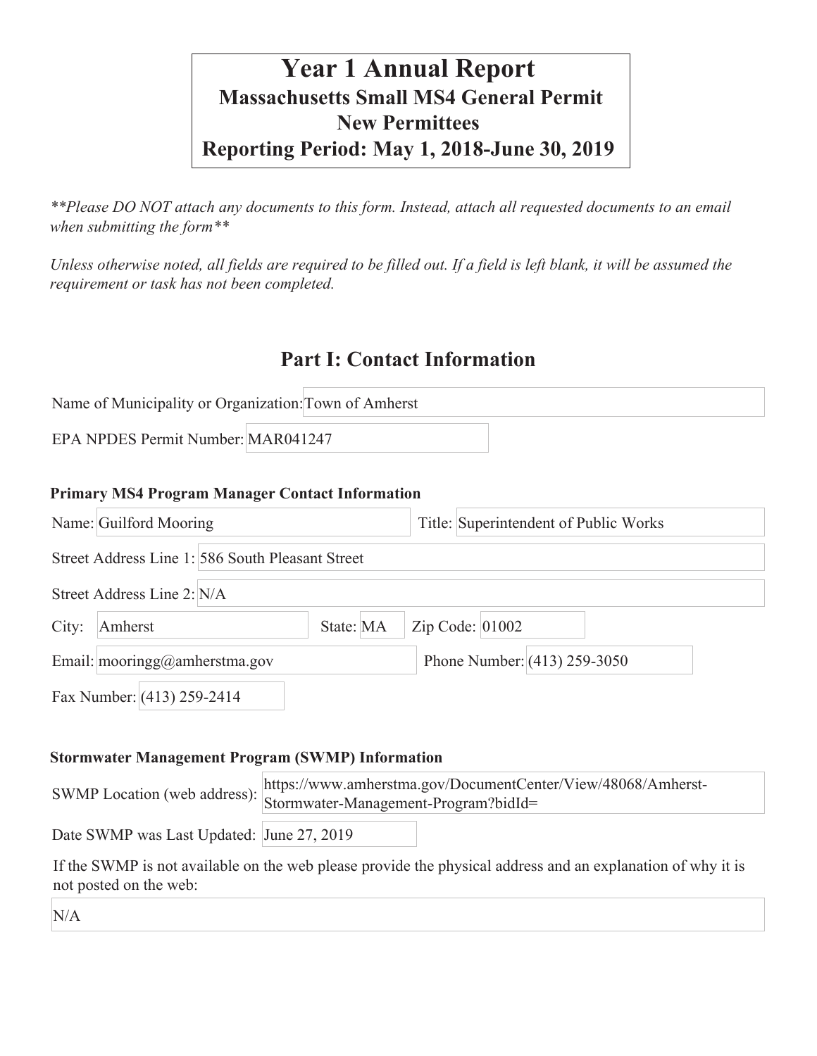# Year 1 Annual Report
## Massachusetts Small MS4 General Permit
## New Permittees
## Reporting Period: May 1, 2018-June 30, 2019

*\*\*Please DO NOT attach any documents to this form. Instead, attach all requested documents to an email when submitting the form\*\**

*Unless otherwise noted, all fields are required to be filled out. If a field is left blank, it will be assumed the requirement or task has not been completed.*

## Part I: Contact Information

Name of Municipality or Organization: Town of Amherst

EPA NPDES Permit Number: MAR041247

### Primary MS4 Program Manager Contact Information

Name: Guilford Mooring

Title: Superintendent of Public Works

Street Address Line 1: 586 South Pleasant Street

Street Address Line 2: N/A

City: Amherst

State: MA

Zip Code: 01002

Email: mooringg@amherstma.gov

Phone Number: (413) 259-3050

Fax Number: (413) 259-2414

### Stormwater Management Program (SWMP) Information

SWMP Location (web address): https://www.amherstma.gov/DocumentCenter/View/48068/Amherst-Stormwater-Management-Program?bidId=

Date SWMP was Last Updated: June 27, 2019

If the SWMP is not available on the web please provide the physical address and an explanation of why it is not posted on the web:

N/A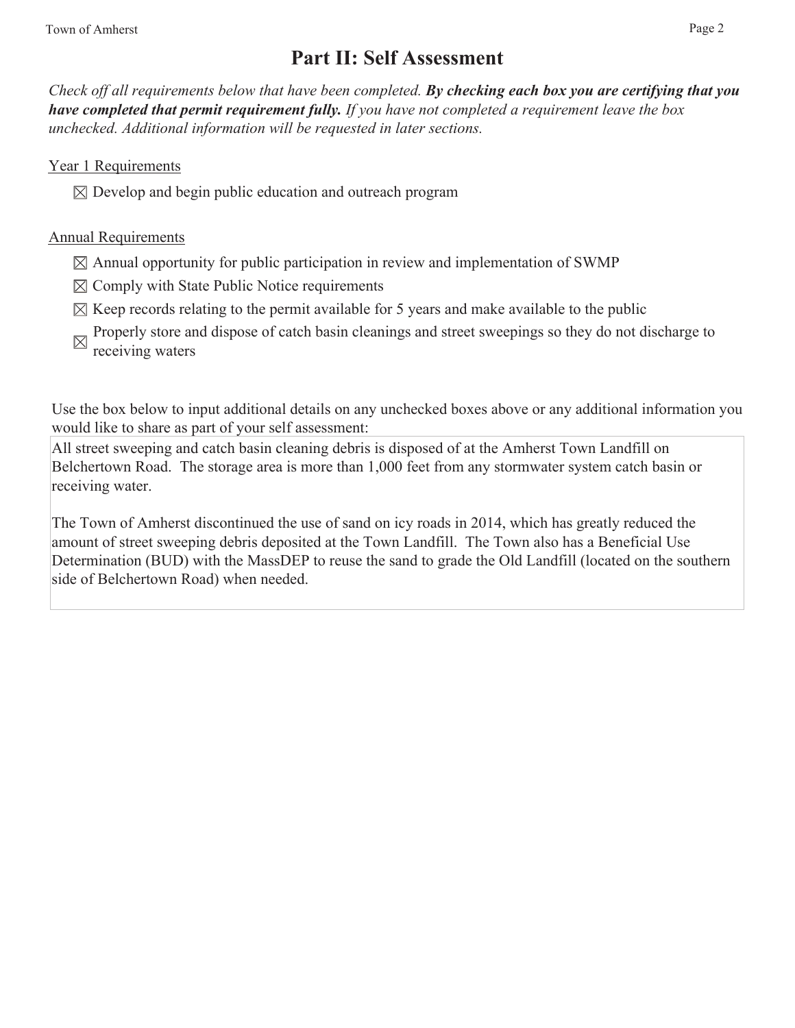# Part II: Self Assessment

*Check off all requirements below that have been completed.* ***By checking each box you are certifying that you have completed that permit requirement fully.*** *If you have not completed a requirement leave the box unchecked. Additional information will be requested in later sections.*

Year 1 Requirements

- ☒ Develop and begin public education and outreach program

Annual Requirements

- ☒ Annual opportunity for public participation in review and implementation of SWMP
- ☒ Comply with State Public Notice requirements
- ☒ Keep records relating to the permit available for 5 years and make available to the public
- ☒ Properly store and dispose of catch basin cleanings and street sweepings so they do not discharge to receiving waters

Use the box below to input additional details on any unchecked boxes above or any additional information you would like to share as part of your self assessment:

All street sweeping and catch basin cleaning debris is disposed of at the Amherst Town Landfill on Belchertown Road. The storage area is more than 1,000 feet from any stormwater system catch basin or receiving water.

The Town of Amherst discontinued the use of sand on icy roads in 2014, which has greatly reduced the amount of street sweeping debris deposited at the Town Landfill. The Town also has a Beneficial Use Determination (BUD) with the MassDEP to reuse the sand to grade the Old Landfill (located on the southern side of Belchertown Road) when needed.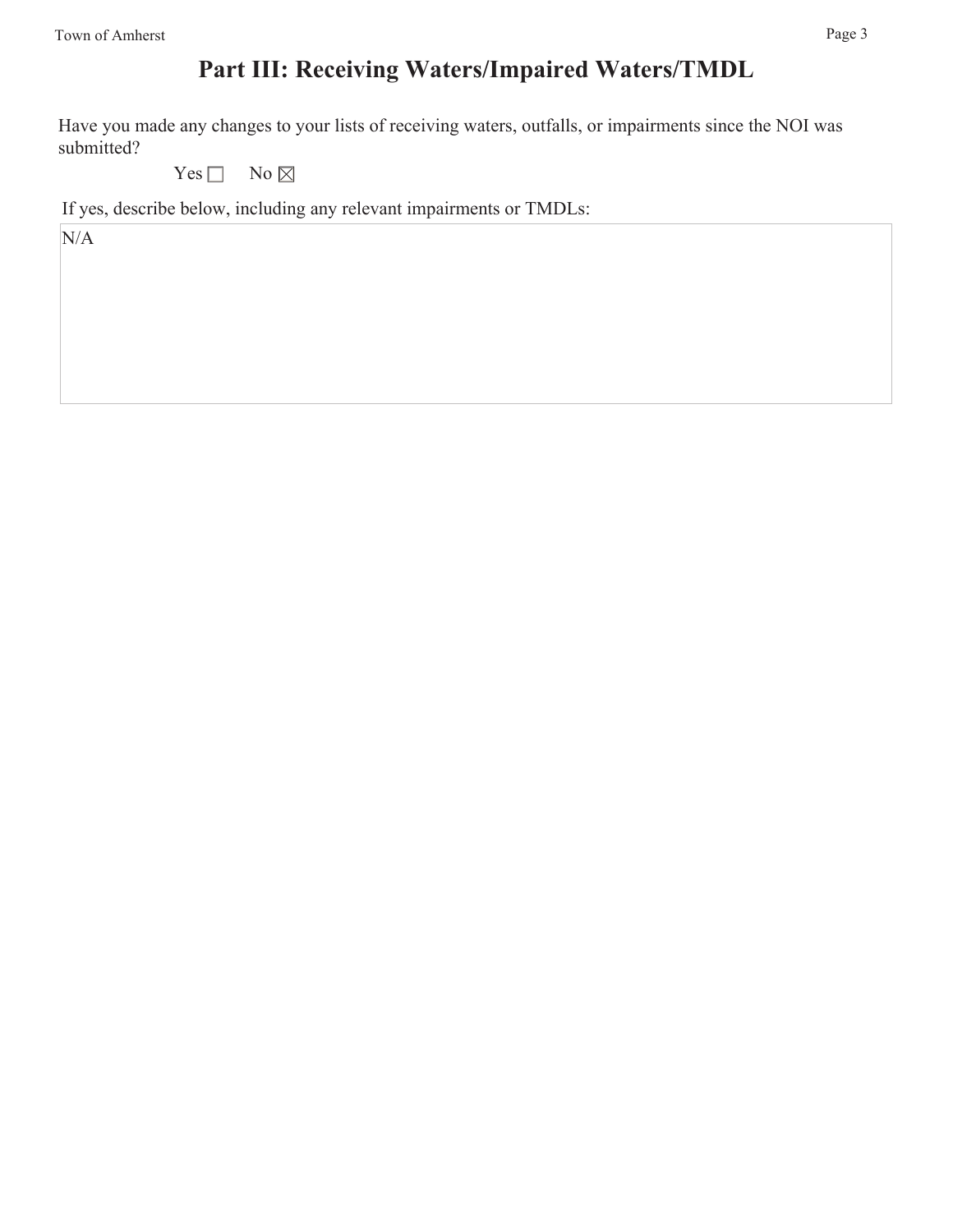# Part III: Receiving Waters/Impaired Waters/TMDL

Have you made any changes to your lists of receiving waters, outfalls, or impairments since the NOI was submitted?

Yes ☐ No ☒

If yes, describe below, including any relevant impairments or TMDLs:

N/A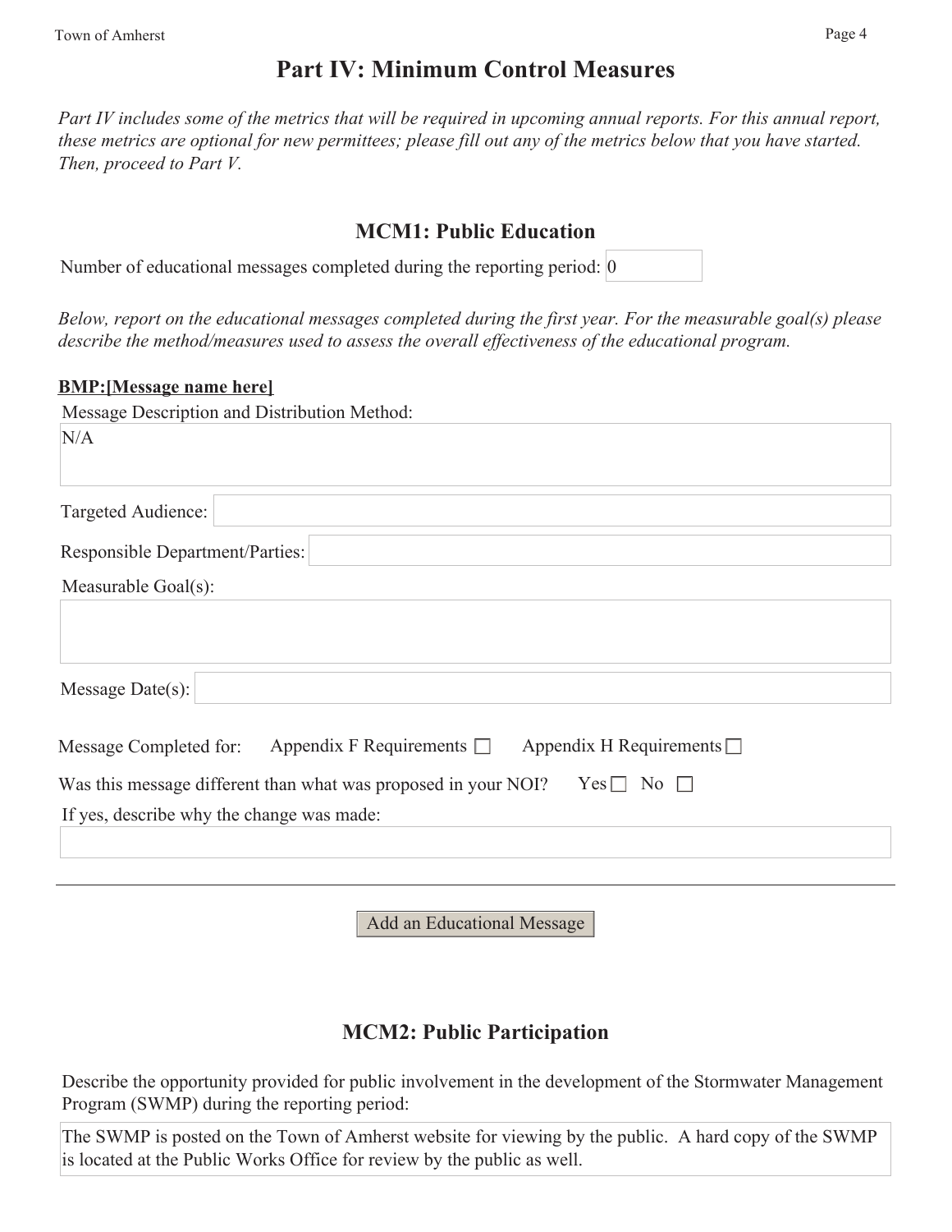# Part IV: Minimum Control Measures

*Part IV includes some of the metrics that will be required in upcoming annual reports. For this annual report, these metrics are optional for new permittees; please fill out any of the metrics below that you have started. Then, proceed to Part V.*

## MCM1: Public Education

Number of educational messages completed during the reporting period: 0

*Below, report on the educational messages completed during the first year. For the measurable goal(s) please describe the method/measures used to assess the overall effectiveness of the educational program.*

**BMP:[Message name here]**

Message Description and Distribution Method:

N/A

Targeted Audience:

Responsible Department/Parties:

Measurable Goal(s):

Message Date(s):

Message Completed for: Appendix F Requirements ☐ Appendix H Requirements ☐

Was this message different than what was proposed in your NOI? Yes ☐ No ☐

If yes, describe why the change was made:

---

Add an Educational Message

## MCM2: Public Participation

Describe the opportunity provided for public involvement in the development of the Stormwater Management Program (SWMP) during the reporting period:

The SWMP is posted on the Town of Amherst website for viewing by the public. A hard copy of the SWMP is located at the Public Works Office for review by the public as well.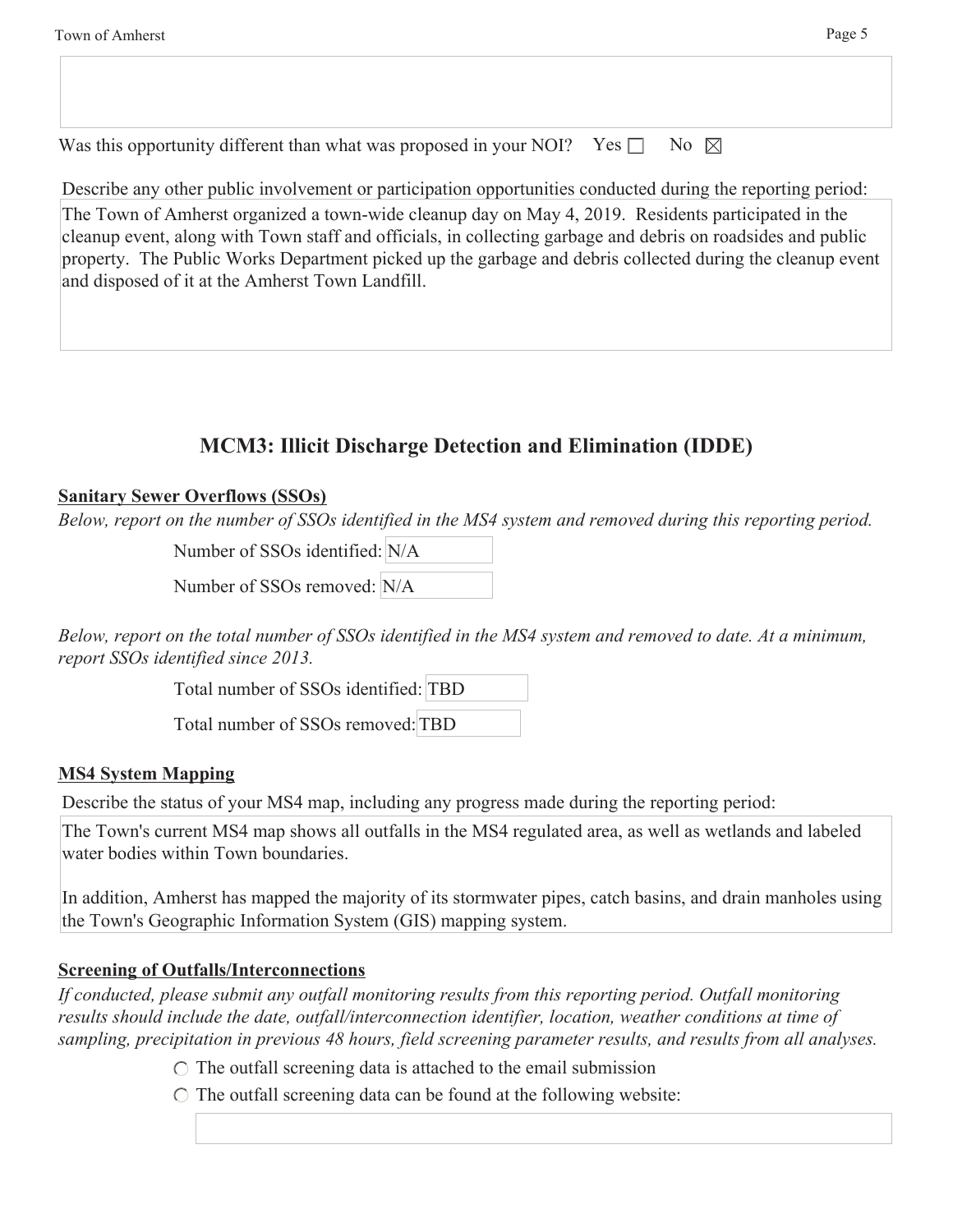Was this opportunity different than what was proposed in your NOI? Yes ☐ No ☒

Describe any other public involvement or participation opportunities conducted during the reporting period:

The Town of Amherst organized a town-wide cleanup day on May 4, 2019. Residents participated in the cleanup event, along with Town staff and officials, in collecting garbage and debris on roadsides and public property. The Public Works Department picked up the garbage and debris collected during the cleanup event and disposed of it at the Amherst Town Landfill.

## MCM3: Illicit Discharge Detection and Elimination (IDDE)

**Sanitary Sewer Overflows (SSOs)**

*Below, report on the number of SSOs identified in the MS4 system and removed during this reporting period.*

Number of SSOs identified: N/A

Number of SSOs removed: N/A

*Below, report on the total number of SSOs identified in the MS4 system and removed to date. At a minimum, report SSOs identified since 2013.*

Total number of SSOs identified: TBD

Total number of SSOs removed: TBD

**MS4 System Mapping**

Describe the status of your MS4 map, including any progress made during the reporting period:

The Town's current MS4 map shows all outfalls in the MS4 regulated area, as well as wetlands and labeled water bodies within Town boundaries.

In addition, Amherst has mapped the majority of its stormwater pipes, catch basins, and drain manholes using the Town's Geographic Information System (GIS) mapping system.

**Screening of Outfalls/Interconnections**

*If conducted, please submit any outfall monitoring results from this reporting period. Outfall monitoring results should include the date, outfall/interconnection identifier, location, weather conditions at time of sampling, precipitation in previous 48 hours, field screening parameter results, and results from all analyses.*

- ○ The outfall screening data is attached to the email submission
- ○ The outfall screening data can be found at the following website: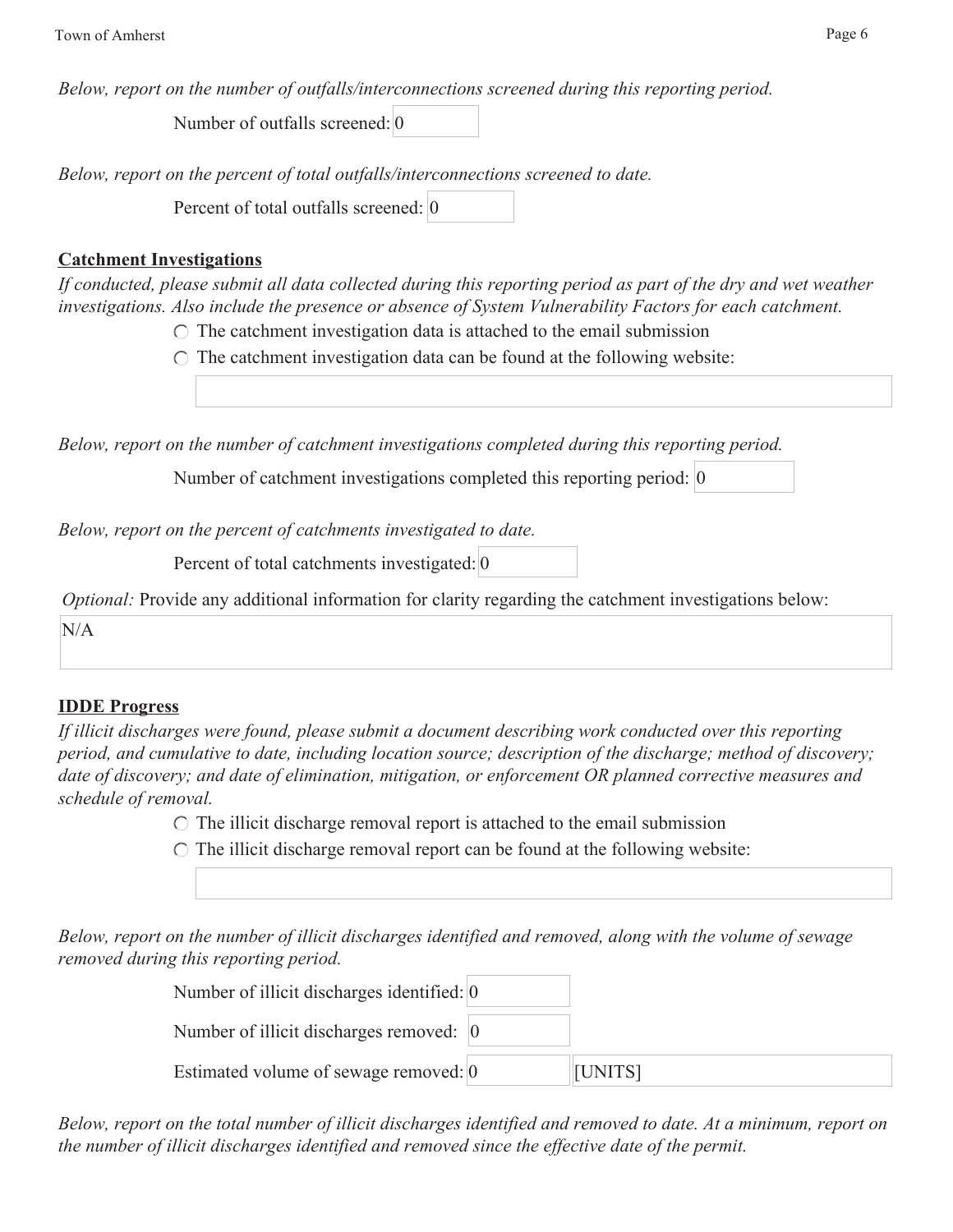*Below, report on the number of outfalls/interconnections screened during this reporting period.*

Number of outfalls screened: 0

*Below, report on the percent of total outfalls/interconnections screened to date.*

Percent of total outfalls screened: 0

**Catchment Investigations**

*If conducted, please submit all data collected during this reporting period as part of the dry and wet weather investigations. Also include the presence or absence of System Vulnerability Factors for each catchment.*

- ○ The catchment investigation data is attached to the email submission
- ○ The catchment investigation data can be found at the following website:

*Below, report on the number of catchment investigations completed during this reporting period.*

Number of catchment investigations completed this reporting period: 0

*Below, report on the percent of catchments investigated to date.*

Percent of total catchments investigated: 0

*Optional:* Provide any additional information for clarity regarding the catchment investigations below:

N/A

**IDDE Progress**

*If illicit discharges were found, please submit a document describing work conducted over this reporting period, and cumulative to date, including location source; description of the discharge; method of discovery; date of discovery; and date of elimination, mitigation, or enforcement OR planned corrective measures and schedule of removal.*

- ○ The illicit discharge removal report is attached to the email submission
- ○ The illicit discharge removal report can be found at the following website:

*Below, report on the number of illicit discharges identified and removed, along with the volume of sewage removed during this reporting period.*

Number of illicit discharges identified: 0

Number of illicit discharges removed: 0

Estimated volume of sewage removed: 0 [UNITS]

*Below, report on the total number of illicit discharges identified and removed to date. At a minimum, report on the number of illicit discharges identified and removed since the effective date of the permit.*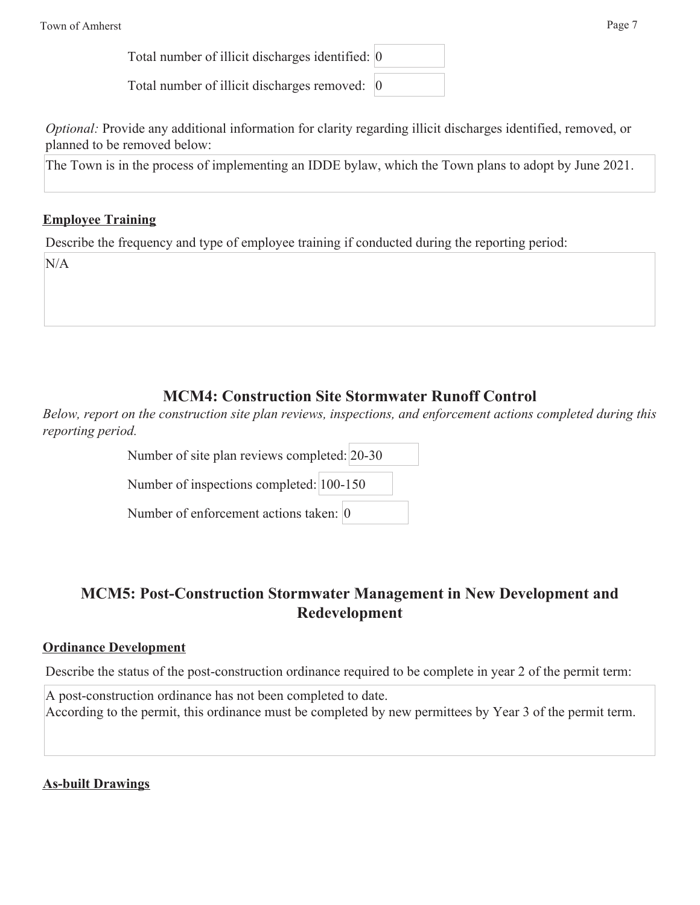Total number of illicit discharges identified: 0

Total number of illicit discharges removed: 0

*Optional:* Provide any additional information for clarity regarding illicit discharges identified, removed, or planned to be removed below:

The Town is in the process of implementing an IDDE bylaw, which the Town plans to adopt by June 2021.

**Employee Training**

Describe the frequency and type of employee training if conducted during the reporting period:

N/A

## MCM4: Construction Site Stormwater Runoff Control

*Below, report on the construction site plan reviews, inspections, and enforcement actions completed during this reporting period.*

Number of site plan reviews completed: 20-30

Number of inspections completed: 100-150

Number of enforcement actions taken: 0

## MCM5: Post-Construction Stormwater Management in New Development and Redevelopment

**Ordinance Development**

Describe the status of the post-construction ordinance required to be complete in year 2 of the permit term:

A post-construction ordinance has not been completed to date.
According to the permit, this ordinance must be completed by new permittees by Year 3 of the permit term.

**As-built Drawings**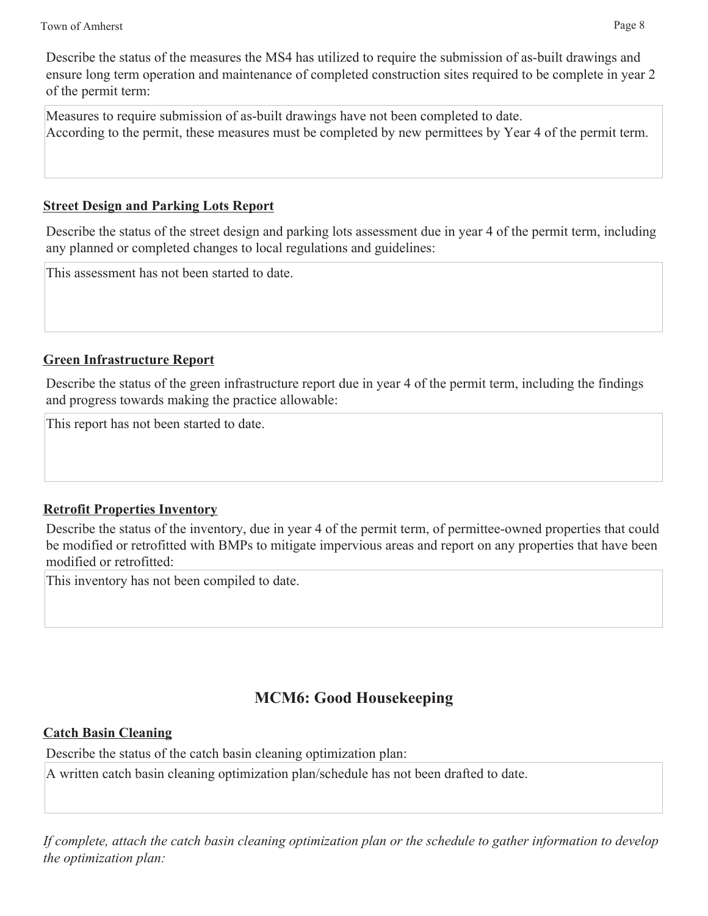Describe the status of the measures the MS4 has utilized to require the submission of as-built drawings and ensure long term operation and maintenance of completed construction sites required to be complete in year 2 of the permit term:

Measures to require submission of as-built drawings have not been completed to date.
According to the permit, these measures must be completed by new permittees by Year 4 of the permit term.

**Street Design and Parking Lots Report**

Describe the status of the street design and parking lots assessment due in year 4 of the permit term, including any planned or completed changes to local regulations and guidelines:

This assessment has not been started to date.

**Green Infrastructure Report**

Describe the status of the green infrastructure report due in year 4 of the permit term, including the findings and progress towards making the practice allowable:

This report has not been started to date.

**Retrofit Properties Inventory**

Describe the status of the inventory, due in year 4 of the permit term, of permittee-owned properties that could be modified or retrofitted with BMPs to mitigate impervious areas and report on any properties that have been modified or retrofitted:

This inventory has not been compiled to date.

## MCM6: Good Housekeeping

**Catch Basin Cleaning**

Describe the status of the catch basin cleaning optimization plan:

A written catch basin cleaning optimization plan/schedule has not been drafted to date.

*If complete, attach the catch basin cleaning optimization plan or the schedule to gather information to develop the optimization plan:*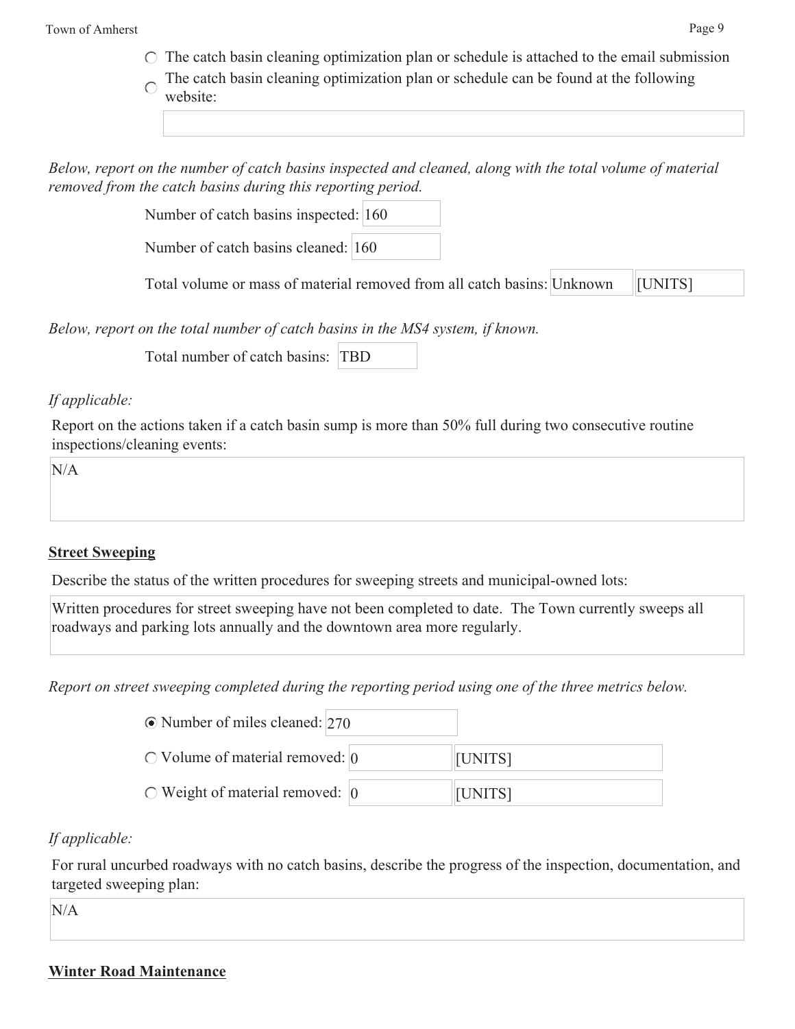- ○ The catch basin cleaning optimization plan or schedule is attached to the email submission
- ○ The catch basin cleaning optimization plan or schedule can be found at the following website:

*Below, report on the number of catch basins inspected and cleaned, along with the total volume of material removed from the catch basins during this reporting period.*

Number of catch basins inspected: 160

Number of catch basins cleaned: 160

Total volume or mass of material removed from all catch basins: Unknown [UNITS]

*Below, report on the total number of catch basins in the MS4 system, if known.*

Total number of catch basins: TBD

*If applicable:*

Report on the actions taken if a catch basin sump is more than 50% full during two consecutive routine inspections/cleaning events:

N/A

**Street Sweeping**

Describe the status of the written procedures for sweeping streets and municipal-owned lots:

Written procedures for street sweeping have not been completed to date. The Town currently sweeps all roadways and parking lots annually and the downtown area more regularly.

*Report on street sweeping completed during the reporting period using one of the three metrics below.*

- ◉ Number of miles cleaned: 270
- ○ Volume of material removed: 0 [UNITS]
- ○ Weight of material removed: 0 [UNITS]

*If applicable:*

For rural uncurbed roadways with no catch basins, describe the progress of the inspection, documentation, and targeted sweeping plan:

N/A

**Winter Road Maintenance**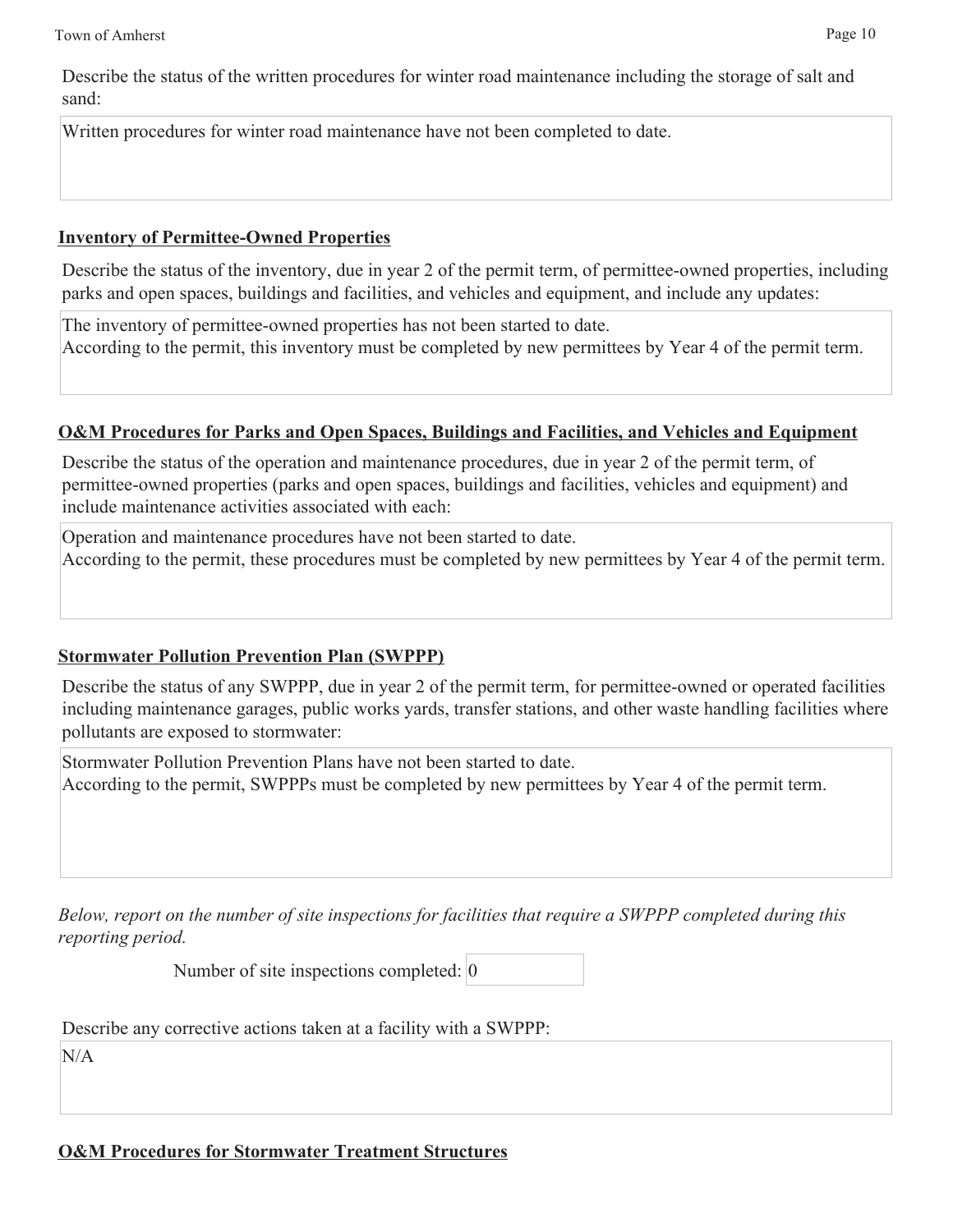Describe the status of the written procedures for winter road maintenance including the storage of salt and sand:

Written procedures for winter road maintenance have not been completed to date.

**Inventory of Permittee-Owned Properties**

Describe the status of the inventory, due in year 2 of the permit term, of permittee-owned properties, including parks and open spaces, buildings and facilities, and vehicles and equipment, and include any updates:

The inventory of permittee-owned properties has not been started to date.
According to the permit, this inventory must be completed by new permittees by Year 4 of the permit term.

**O&M Procedures for Parks and Open Spaces, Buildings and Facilities, and Vehicles and Equipment**

Describe the status of the operation and maintenance procedures, due in year 2 of the permit term, of permittee-owned properties (parks and open spaces, buildings and facilities, vehicles and equipment) and include maintenance activities associated with each:

Operation and maintenance procedures have not been started to date.
According to the permit, these procedures must be completed by new permittees by Year 4 of the permit term.

**Stormwater Pollution Prevention Plan (SWPPP)**

Describe the status of any SWPPP, due in year 2 of the permit term, for permittee-owned or operated facilities including maintenance garages, public works yards, transfer stations, and other waste handling facilities where pollutants are exposed to stormwater:

Stormwater Pollution Prevention Plans have not been started to date.
According to the permit, SWPPPs must be completed by new permittees by Year 4 of the permit term.

*Below, report on the number of site inspections for facilities that require a SWPPP completed during this reporting period.*

Number of site inspections completed: 0

Describe any corrective actions taken at a facility with a SWPPP:

N/A

**O&M Procedures for Stormwater Treatment Structures**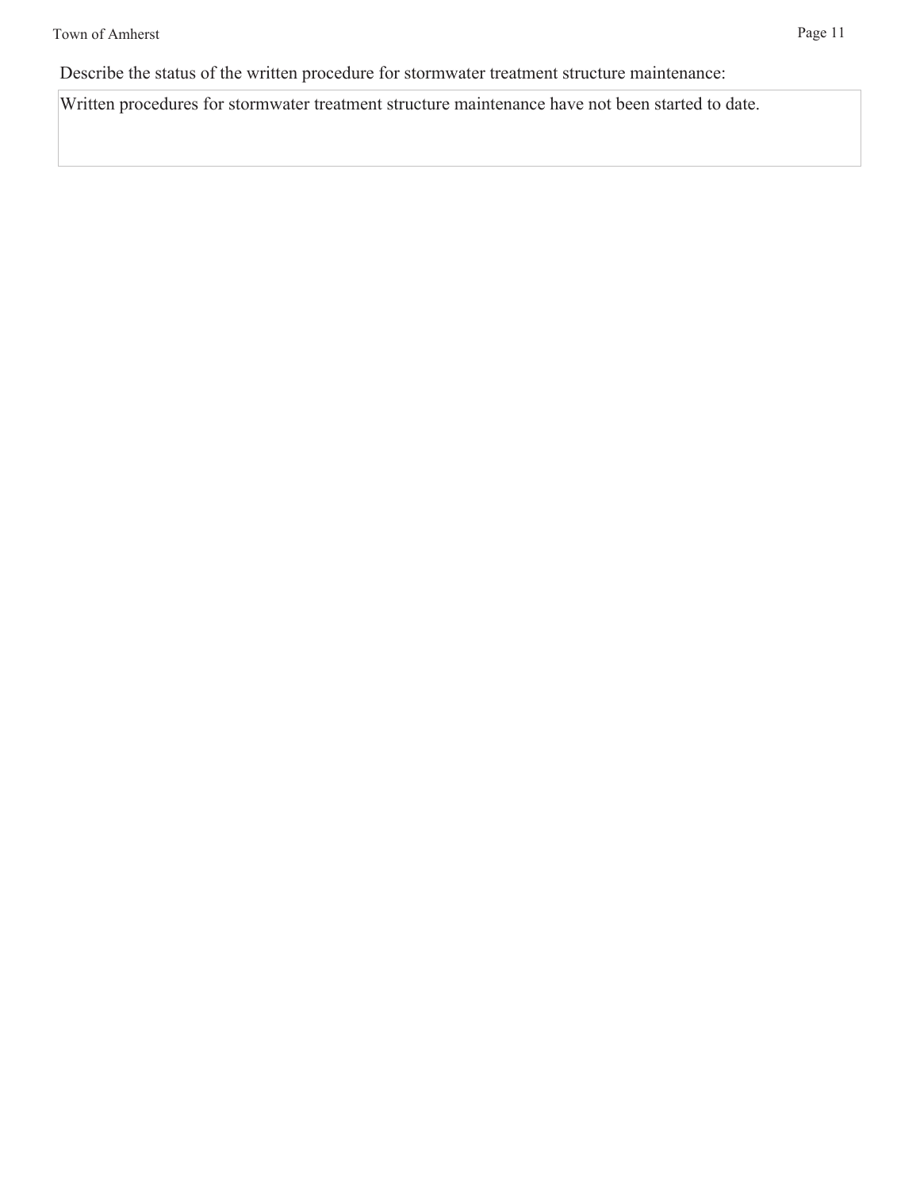Describe the status of the written procedure for stormwater treatment structure maintenance:

| Written procedures for stormwater treatment structure maintenance have not been started to date. |
| --- |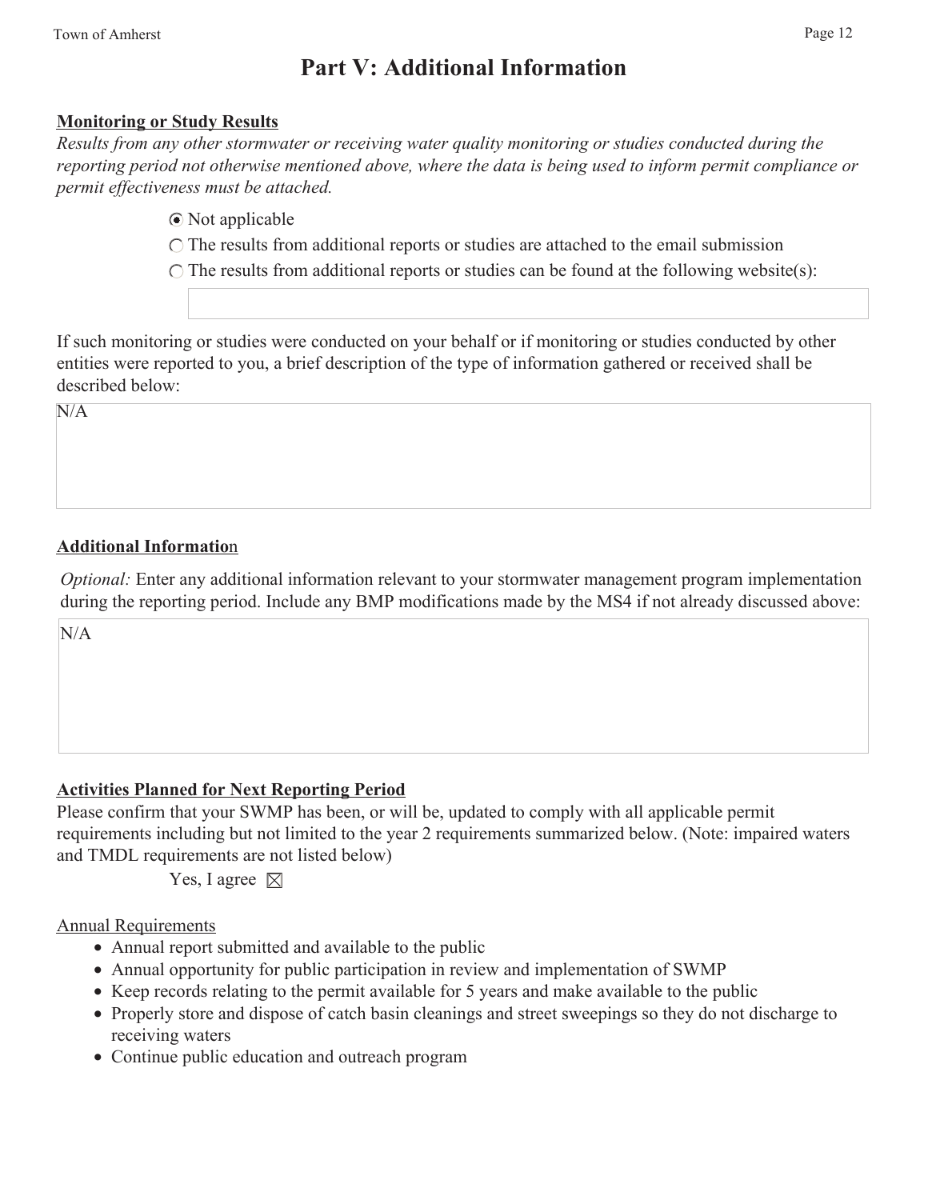# Part V: Additional Information

**Monitoring or Study Results**

*Results from any other stormwater or receiving water quality monitoring or studies conducted during the reporting period not otherwise mentioned above, where the data is being used to inform permit compliance or permit effectiveness must be attached.*

- ◉ Not applicable
- ○ The results from additional reports or studies are attached to the email submission
- ○ The results from additional reports or studies can be found at the following website(s):

If such monitoring or studies were conducted on your behalf or if monitoring or studies conducted by other entities were reported to you, a brief description of the type of information gathered or received shall be described below:

N/A

**Additional Information**

*Optional:* Enter any additional information relevant to your stormwater management program implementation during the reporting period. Include any BMP modifications made by the MS4 if not already discussed above:

N/A

**Activities Planned for Next Reporting Period**

Please confirm that your SWMP has been, or will be, updated to comply with all applicable permit requirements including but not limited to the year 2 requirements summarized below. (Note: impaired waters and TMDL requirements are not listed below)

Yes, I agree ☒

Annual Requirements

- Annual report submitted and available to the public
- Annual opportunity for public participation in review and implementation of SWMP
- Keep records relating to the permit available for 5 years and make available to the public
- Properly store and dispose of catch basin cleanings and street sweepings so they do not discharge to receiving waters
- Continue public education and outreach program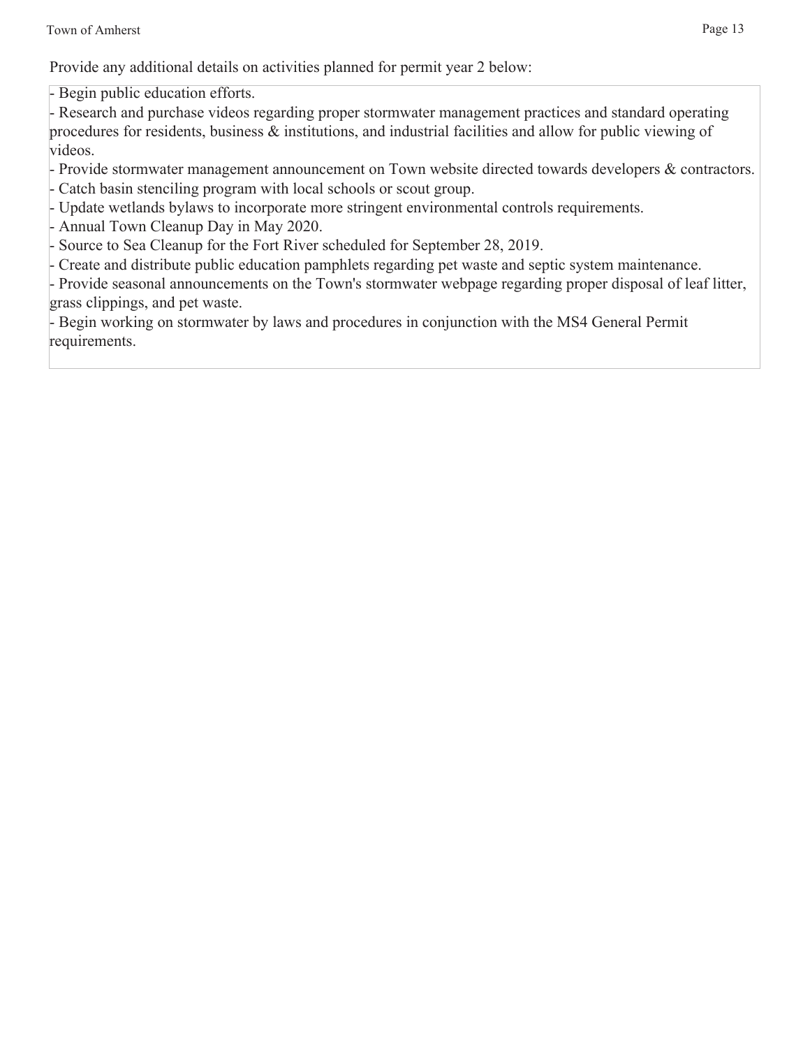Provide any additional details on activities planned for permit year 2 below:

- Begin public education efforts.
- Research and purchase videos regarding proper stormwater management practices and standard operating procedures for residents, business & institutions, and industrial facilities and allow for public viewing of videos.
- Provide stormwater management announcement on Town website directed towards developers & contractors.
- Catch basin stenciling program with local schools or scout group.
- Update wetlands bylaws to incorporate more stringent environmental controls requirements.
- Annual Town Cleanup Day in May 2020.
- Source to Sea Cleanup for the Fort River scheduled for September 28, 2019.
- Create and distribute public education pamphlets regarding pet waste and septic system maintenance.
- Provide seasonal announcements on the Town's stormwater webpage regarding proper disposal of leaf litter, grass clippings, and pet waste.
- Begin working on stormwater by laws and procedures in conjunction with the MS4 General Permit requirements.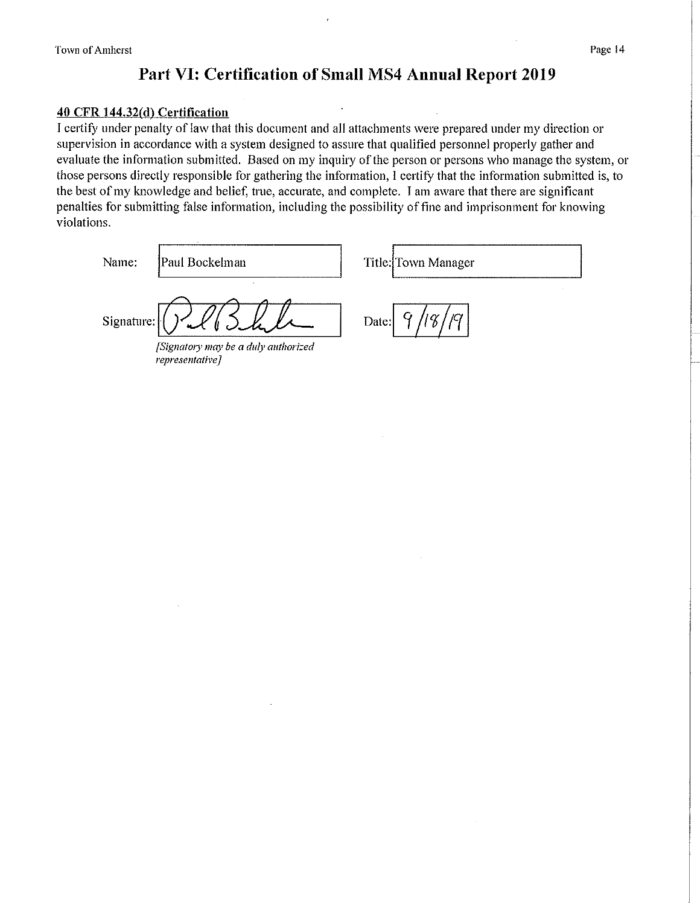# Part VI: Certification of Small MS4 Annual Report 2019

**40 CFR 144.32(d) Certification**

I certify under penalty of law that this document and all attachments were prepared under my direction or supervision in accordance with a system designed to assure that qualified personnel properly gather and evaluate the information submitted. Based on my inquiry of the person or persons who manage the system, or those persons directly responsible for gathering the information, I certify that the information submitted is, to the best of my knowledge and belief, true, accurate, and complete. I am aware that there are significant penalties for submitting false information, including the possibility of fine and imprisonment for knowing violations.

Name: Paul Bockelman

Title: Town Manager

Signature: [signature]

*[Signatory may be a duly authorized representative]*

Date: 9/18/19